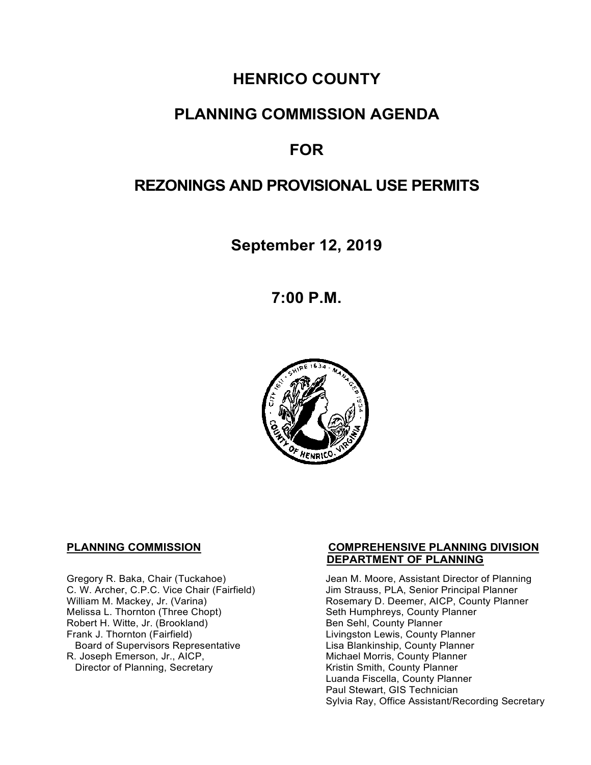# HENRICO COUNTY

# PLANNING COMMISSION AGENDA

# FOR

# REZONINGS AND PROVISIONAL USE PERMITS

## September 12, 2019

## 7:00 P.M.

**PLANNING COMMISSION**

Gregory R. Baka, Chair (Tuckahoe)
C. W. Archer, C.P.C. Vice Chair (Fairfield)
William M. Mackey, Jr. (Varina)
Melissa L. Thornton (Three Chopt)
Robert H. Witte, Jr. (Brookland)
Frank J. Thornton (Fairfield)
Board of Supervisors Representative
R. Joseph Emerson, Jr., AICP,
Director of Planning, Secretary

**COMPREHENSIVE PLANNING DIVISION**
**DEPARTMENT OF PLANNING**

Jean M. Moore, Assistant Director of Planning
Jim Strauss, PLA, Senior Principal Planner
Rosemary D. Deemer, AICP, County Planner
Seth Humphreys, County Planner
Ben Sehl, County Planner
Livingston Lewis, County Planner
Lisa Blankinship, County Planner
Michael Morris, County Planner
Kristin Smith, County Planner
Luanda Fiscella, County Planner
Paul Stewart, GIS Technician
Sylvia Ray, Office Assistant/Recording Secretary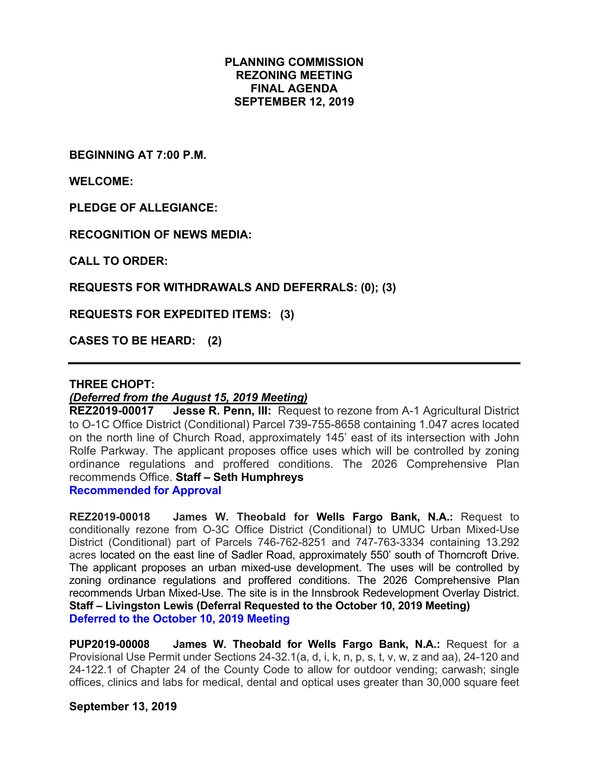**PLANNING COMMISSION**
**REZONING MEETING**
**FINAL AGENDA**
**SEPTEMBER 12, 2019**

**BEGINNING AT 7:00 P.M.**

**WELCOME:**

**PLEDGE OF ALLEGIANCE:**

**RECOGNITION OF NEWS MEDIA:**

**CALL TO ORDER:**

**REQUESTS FOR WITHDRAWALS AND DEFERRALS: (0); (3)**

**REQUESTS FOR EXPEDITED ITEMS: (3)**

**CASES TO BE HEARD: (2)**

---

**THREE CHOPT:**
***(Deferred from the August 15, 2019 Meeting)***
**REZ2019-00017 Jesse R. Penn, III:** Request to rezone from A-1 Agricultural District to O-1C Office District (Conditional) Parcel 739-755-8658 containing 1.047 acres located on the north line of Church Road, approximately 145' east of its intersection with John Rolfe Parkway. The applicant proposes office uses which will be controlled by zoning ordinance regulations and proffered conditions. The 2026 Comprehensive Plan recommends Office. **Staff – Seth Humphreys**
**Recommended for Approval**

**REZ2019-00018 James W. Theobald for Wells Fargo Bank, N.A.:** Request to conditionally rezone from O-3C Office District (Conditional) to UMUC Urban Mixed-Use District (Conditional) part of Parcels 746-762-8251 and 747-763-3334 containing 13.292 acres located on the east line of Sadler Road, approximately 550' south of Thorncroft Drive. The applicant proposes an urban mixed-use development. The uses will be controlled by zoning ordinance regulations and proffered conditions. The 2026 Comprehensive Plan recommends Urban Mixed-Use. The site is in the Innsbrook Redevelopment Overlay District. **Staff – Livingston Lewis (Deferral Requested to the October 10, 2019 Meeting)**
**Deferred to the October 10, 2019 Meeting**

**PUP2019-00008 James W. Theobald for Wells Fargo Bank, N.A.:** Request for a Provisional Use Permit under Sections 24-32.1(a, d, i, k, n, p, s, t, v, w, z and aa), 24-120 and 24-122.1 of Chapter 24 of the County Code to allow for outdoor vending; carwash; single offices, clinics and labs for medical, dental and optical uses greater than 30,000 square feet

**September 13, 2019**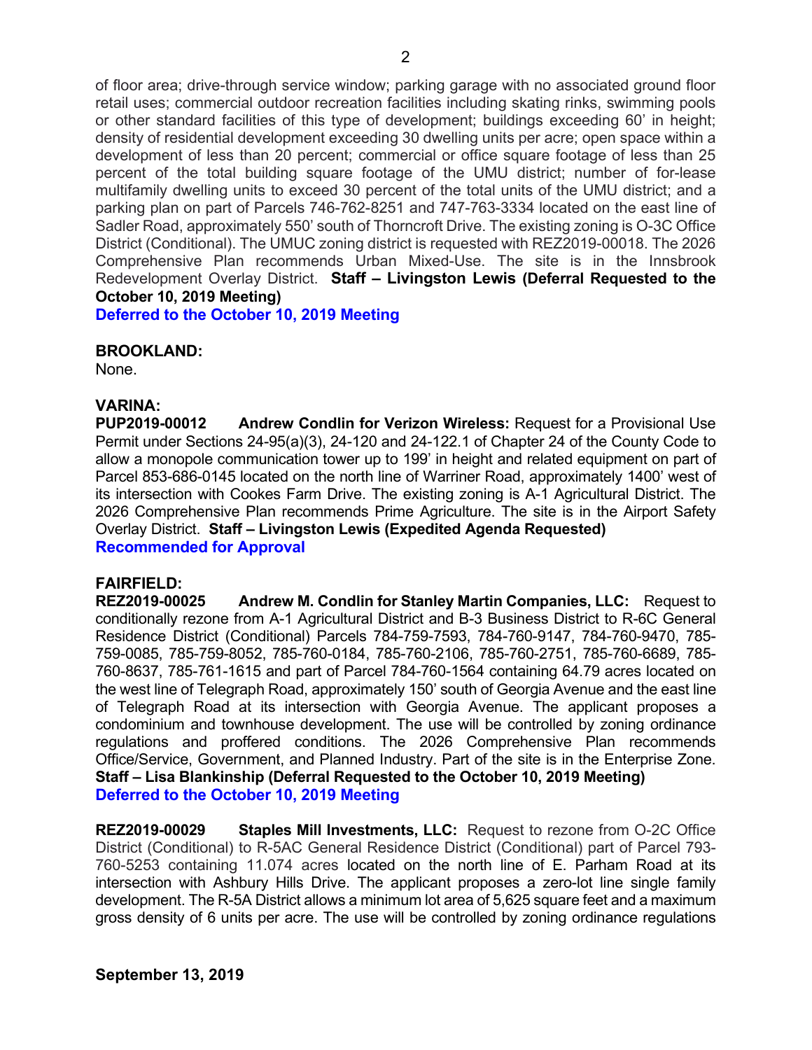of floor area; drive-through service window; parking garage with no associated ground floor retail uses; commercial outdoor recreation facilities including skating rinks, swimming pools or other standard facilities of this type of development; buildings exceeding 60' in height; density of residential development exceeding 30 dwelling units per acre; open space within a development of less than 20 percent; commercial or office square footage of less than 25 percent of the total building square footage of the UMU district; number of for-lease multifamily dwelling units to exceed 30 percent of the total units of the UMU district; and a parking plan on part of Parcels 746-762-8251 and 747-763-3334 located on the east line of Sadler Road, approximately 550' south of Thorncroft Drive. The existing zoning is O-3C Office District (Conditional). The UMUC zoning district is requested with REZ2019-00018. The 2026 Comprehensive Plan recommends Urban Mixed-Use. The site is in the Innsbrook Redevelopment Overlay District. **Staff – Livingston Lewis (Deferral Requested to the October 10, 2019 Meeting)**
**Deferred to the October 10, 2019 Meeting**

**BROOKLAND:**
None.

**VARINA:**
**PUP2019-00012 Andrew Condlin for Verizon Wireless:** Request for a Provisional Use Permit under Sections 24-95(a)(3), 24-120 and 24-122.1 of Chapter 24 of the County Code to allow a monopole communication tower up to 199' in height and related equipment on part of Parcel 853-686-0145 located on the north line of Warriner Road, approximately 1400' west of its intersection with Cookes Farm Drive. The existing zoning is A-1 Agricultural District. The 2026 Comprehensive Plan recommends Prime Agriculture. The site is in the Airport Safety Overlay District. **Staff – Livingston Lewis (Expedited Agenda Requested)**
**Recommended for Approval**

**FAIRFIELD:**
**REZ2019-00025 Andrew M. Condlin for Stanley Martin Companies, LLC:** Request to conditionally rezone from A-1 Agricultural District and B-3 Business District to R-6C General Residence District (Conditional) Parcels 784-759-7593, 784-760-9147, 784-760-9470, 785-759-0085, 785-759-8052, 785-760-0184, 785-760-2106, 785-760-2751, 785-760-6689, 785-760-8637, 785-761-1615 and part of Parcel 784-760-1564 containing 64.79 acres located on the west line of Telegraph Road, approximately 150' south of Georgia Avenue and the east line of Telegraph Road at its intersection with Georgia Avenue. The applicant proposes a condominium and townhouse development. The use will be controlled by zoning ordinance regulations and proffered conditions. The 2026 Comprehensive Plan recommends Office/Service, Government, and Planned Industry. Part of the site is in the Enterprise Zone. **Staff – Lisa Blankinship (Deferral Requested to the October 10, 2019 Meeting)**
**Deferred to the October 10, 2019 Meeting**

**REZ2019-00029 Staples Mill Investments, LLC:** Request to rezone from O-2C Office District (Conditional) to R-5AC General Residence District (Conditional) part of Parcel 793-760-5253 containing 11.074 acres located on the north line of E. Parham Road at its intersection with Ashbury Hills Drive. The applicant proposes a zero-lot line single family development. The R-5A District allows a minimum lot area of 5,625 square feet and a maximum gross density of 6 units per acre. The use will be controlled by zoning ordinance regulations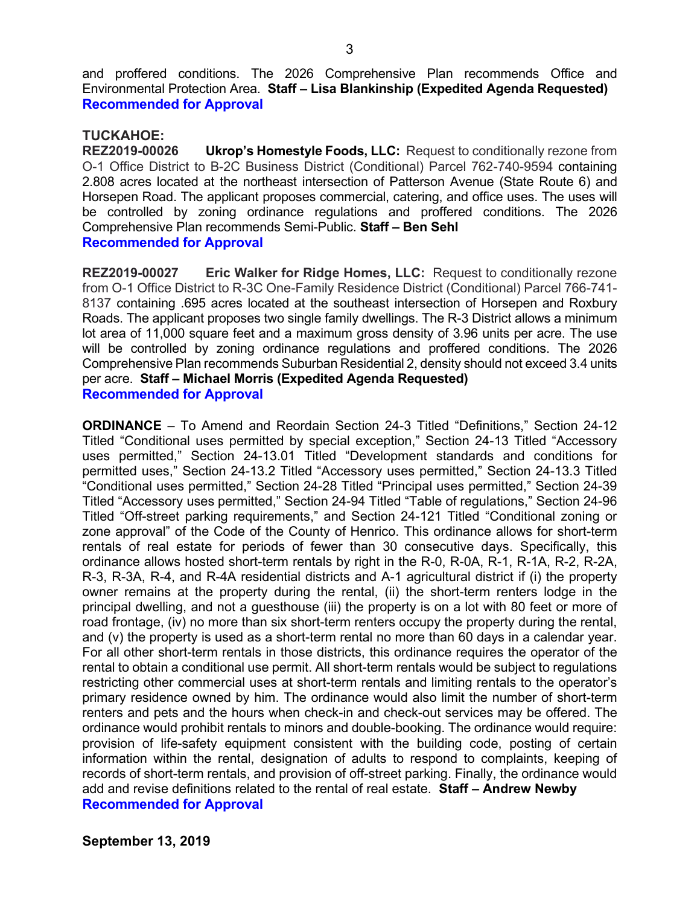and proffered conditions. The 2026 Comprehensive Plan recommends Office and Environmental Protection Area. **Staff – Lisa Blankinship (Expedited Agenda Requested)**
**Recommended for Approval**

**TUCKAHOE:**
**REZ2019-00026 Ukrop's Homestyle Foods, LLC:** Request to conditionally rezone from O-1 Office District to B-2C Business District (Conditional) Parcel 762-740-9594 containing 2.808 acres located at the northeast intersection of Patterson Avenue (State Route 6) and Horsepen Road. The applicant proposes commercial, catering, and office uses. The uses will be controlled by zoning ordinance regulations and proffered conditions. The 2026 Comprehensive Plan recommends Semi-Public. **Staff – Ben Sehl**
**Recommended for Approval**

**REZ2019-00027 Eric Walker for Ridge Homes, LLC:** Request to conditionally rezone from O-1 Office District to R-3C One-Family Residence District (Conditional) Parcel 766-741-8137 containing .695 acres located at the southeast intersection of Horsepen and Roxbury Roads. The applicant proposes two single family dwellings. The R-3 District allows a minimum lot area of 11,000 square feet and a maximum gross density of 3.96 units per acre. The use will be controlled by zoning ordinance regulations and proffered conditions. The 2026 Comprehensive Plan recommends Suburban Residential 2, density should not exceed 3.4 units per acre. **Staff – Michael Morris (Expedited Agenda Requested)**
**Recommended for Approval**

**ORDINANCE** – To Amend and Reordain Section 24-3 Titled "Definitions," Section 24-12 Titled "Conditional uses permitted by special exception," Section 24-13 Titled "Accessory uses permitted," Section 24-13.01 Titled "Development standards and conditions for permitted uses," Section 24-13.2 Titled "Accessory uses permitted," Section 24-13.3 Titled "Conditional uses permitted," Section 24-28 Titled "Principal uses permitted," Section 24-39 Titled "Accessory uses permitted," Section 24-94 Titled "Table of regulations," Section 24-96 Titled "Off-street parking requirements," and Section 24-121 Titled "Conditional zoning or zone approval" of the Code of the County of Henrico. This ordinance allows for short-term rentals of real estate for periods of fewer than 30 consecutive days. Specifically, this ordinance allows hosted short-term rentals by right in the R-0, R-0A, R-1, R-1A, R-2, R-2A, R-3, R-3A, R-4, and R-4A residential districts and A-1 agricultural district if (i) the property owner remains at the property during the rental, (ii) the short-term renters lodge in the principal dwelling, and not a guesthouse (iii) the property is on a lot with 80 feet or more of road frontage, (iv) no more than six short-term renters occupy the property during the rental, and (v) the property is used as a short-term rental no more than 60 days in a calendar year. For all other short-term rentals in those districts, this ordinance requires the operator of the rental to obtain a conditional use permit. All short-term rentals would be subject to regulations restricting other commercial uses at short-term rentals and limiting rentals to the operator's primary residence owned by him. The ordinance would also limit the number of short-term renters and pets and the hours when check-in and check-out services may be offered. The ordinance would prohibit rentals to minors and double-booking. The ordinance would require: provision of life-safety equipment consistent with the building code, posting of certain information within the rental, designation of adults to respond to complaints, keeping of records of short-term rentals, and provision of off-street parking. Finally, the ordinance would add and revise definitions related to the rental of real estate. **Staff – Andrew Newby**
**Recommended for Approval**

**September 13, 2019**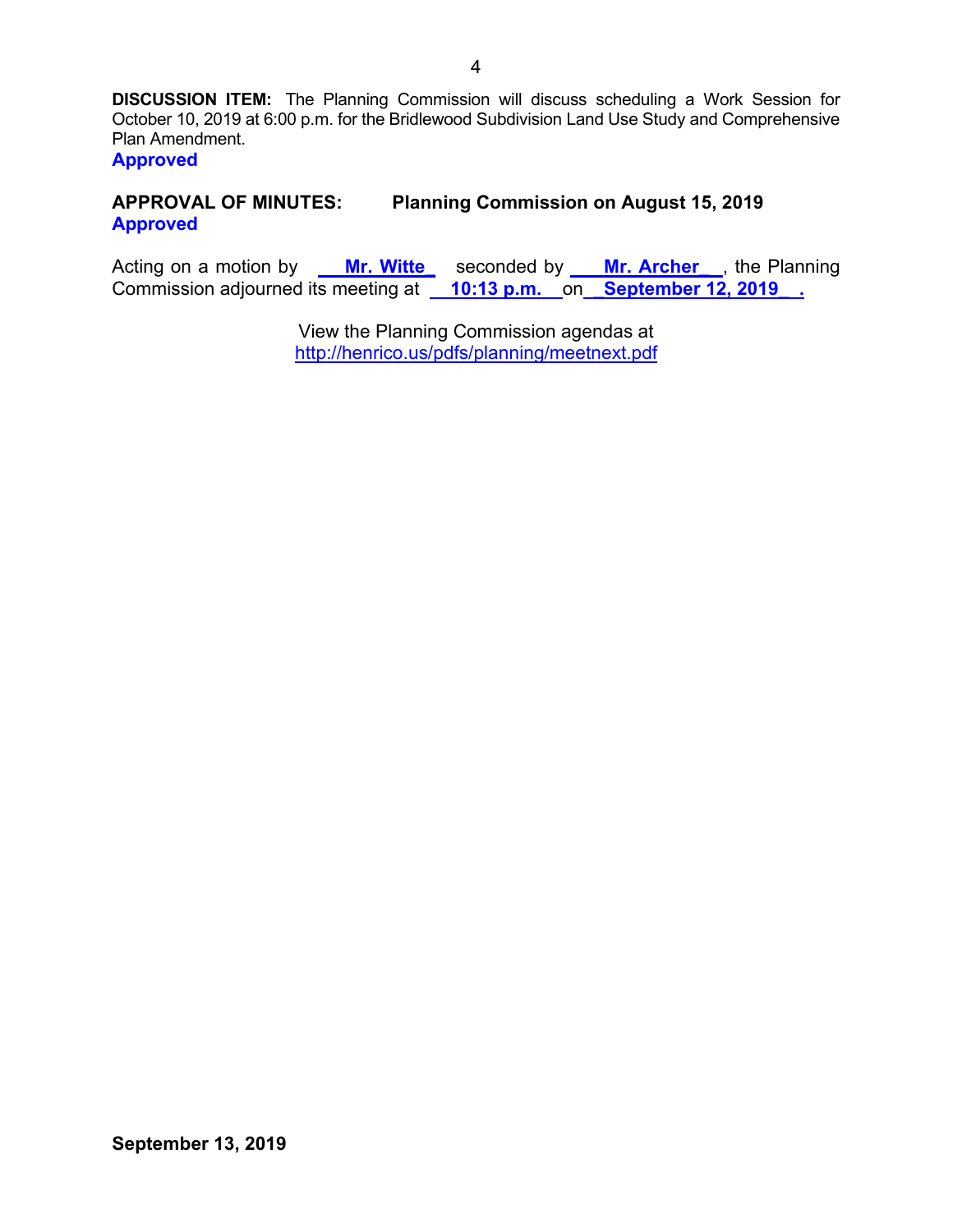**DISCUSSION ITEM:** The Planning Commission will discuss scheduling a Work Session for October 10, 2019 at 6:00 p.m. for the Bridlewood Subdivision Land Use Study and Comprehensive Plan Amendment.
**Approved**

**APPROVAL OF MINUTES: Planning Commission on August 15, 2019**
**Approved**

Acting on a motion by **Mr. Witte** seconded by **Mr. Archer**, the Planning Commission adjourned its meeting at **10:13 p.m.** on **September 12, 2019**.

View the Planning Commission agendas at
http://henrico.us/pdfs/planning/meetnext.pdf

**September 13, 2019**